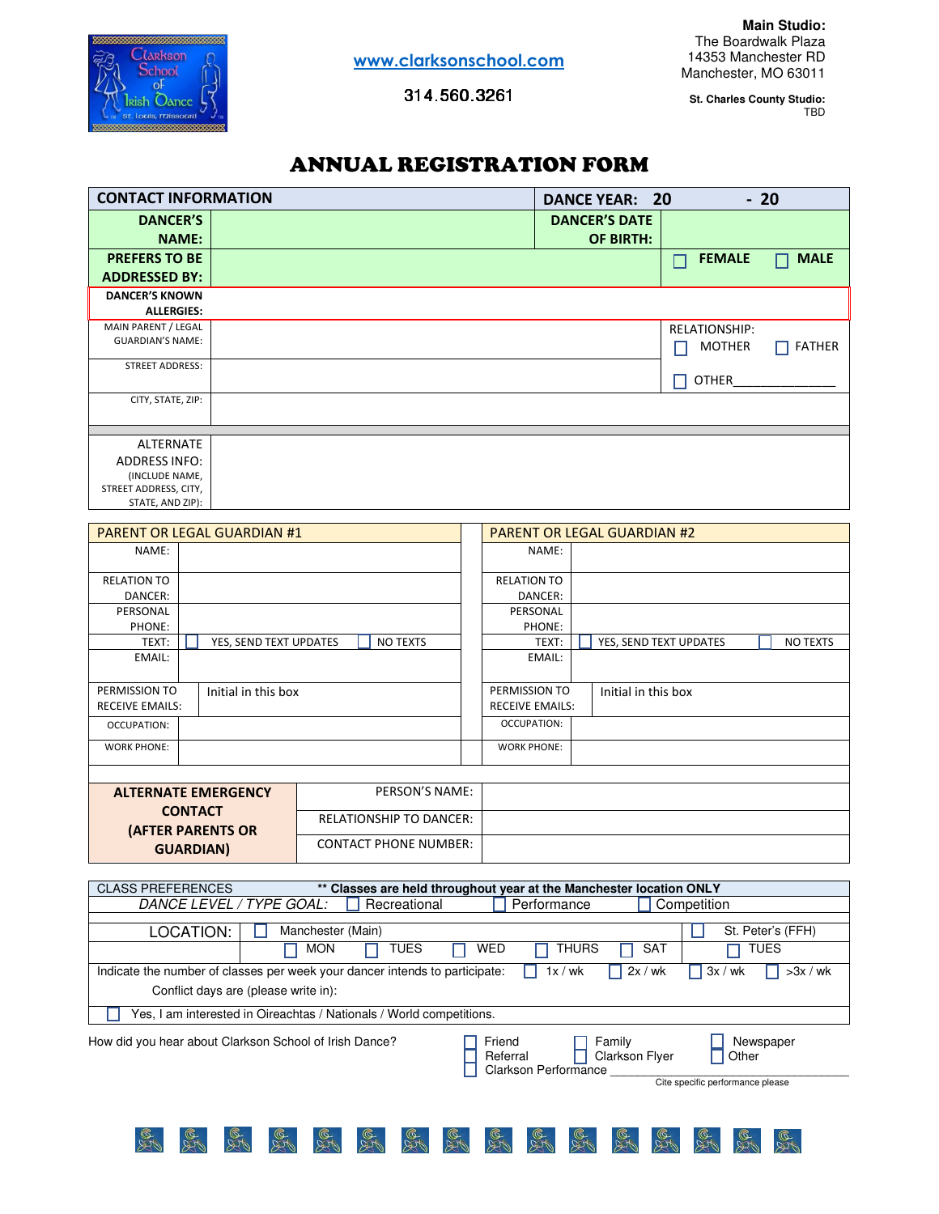www.clarksonschool.com

314.560.3261

**Main Studio:**
The Boardwalk Plaza
14353 Manchester RD
Manchester, MO 63011

**St. Charles County Studio:**
TBD

# ANNUAL REGISTRATION FORM

| CONTACT INFORMATION | | DANCE YEAR: 20 - 20 | |
|---|---|---|---|
| DANCER'S NAME: | | DANCER'S DATE OF BIRTH: | |
| PREFERS TO BE ADDRESSED BY: | | | ☐ FEMALE ☐ MALE |
| DANCER'S KNOWN ALLERGIES: | | | |
| MAIN PARENT / LEGAL GUARDIAN'S NAME: | | | RELATIONSHIP: ☐ MOTHER ☐ FATHER ☐ OTHER_______________ |
| STREET ADDRESS: | | | |
| CITY, STATE, ZIP: | | | |
| ALTERNATE ADDRESS INFO: (INCLUDE NAME, STREET ADDRESS, CITY, STATE, AND ZIP): | | | |

| PARENT OR LEGAL GUARDIAN #1 | | PARENT OR LEGAL GUARDIAN #2 | |
|---|---|---|---|
| NAME: | | NAME: | |
| RELATION TO DANCER: | | RELATION TO DANCER: | |
| PERSONAL PHONE: | | PERSONAL PHONE: | |
| TEXT: | ☐ YES, SEND TEXT UPDATES ☐ NO TEXTS | TEXT: | ☐ YES, SEND TEXT UPDATES ☐ NO TEXTS |
| EMAIL: | | EMAIL: | |
| PERMISSION TO RECEIVE EMAILS: | Initial in this box | PERMISSION TO RECEIVE EMAILS: | Initial in this box |
| OCCUPATION: | | OCCUPATION: | |
| WORK PHONE: | | WORK PHONE: | |

| ALTERNATE EMERGENCY CONTACT (AFTER PARENTS OR GUARDIAN) | | |
|---|---|---|
| | PERSON'S NAME: | |
| | RELATIONSHIP TO DANCER: | |
| | CONTACT PHONE NUMBER: | |

CLASS PREFERENCES **\*\* Classes are held throughout year at the Manchester location ONLY**

*DANCE LEVEL / TYPE GOAL:* ☐ Recreational ☐ Performance ☐ Competition

LOCATION: ☐ Manchester (Main) ☐ St. Peter's (FFH)

☐ MON ☐ TUES ☐ WED ☐ THURS ☐ SAT ☐ TUES

Indicate the number of classes per week your dancer intends to participate: ☐ 1x / wk ☐ 2x / wk ☐ 3x / wk ☐ >3x / wk

Conflict days are (please write in):

☐ Yes, I am interested in Oireachtas / Nationals / World competitions.

How did you hear about Clarkson School of Irish Dance? ☐ Friend ☐ Referral ☐ Family ☐ Clarkson Flyer ☐ Newspaper ☐ Other ☐ Clarkson Performance ______________________________

Cite specific performance please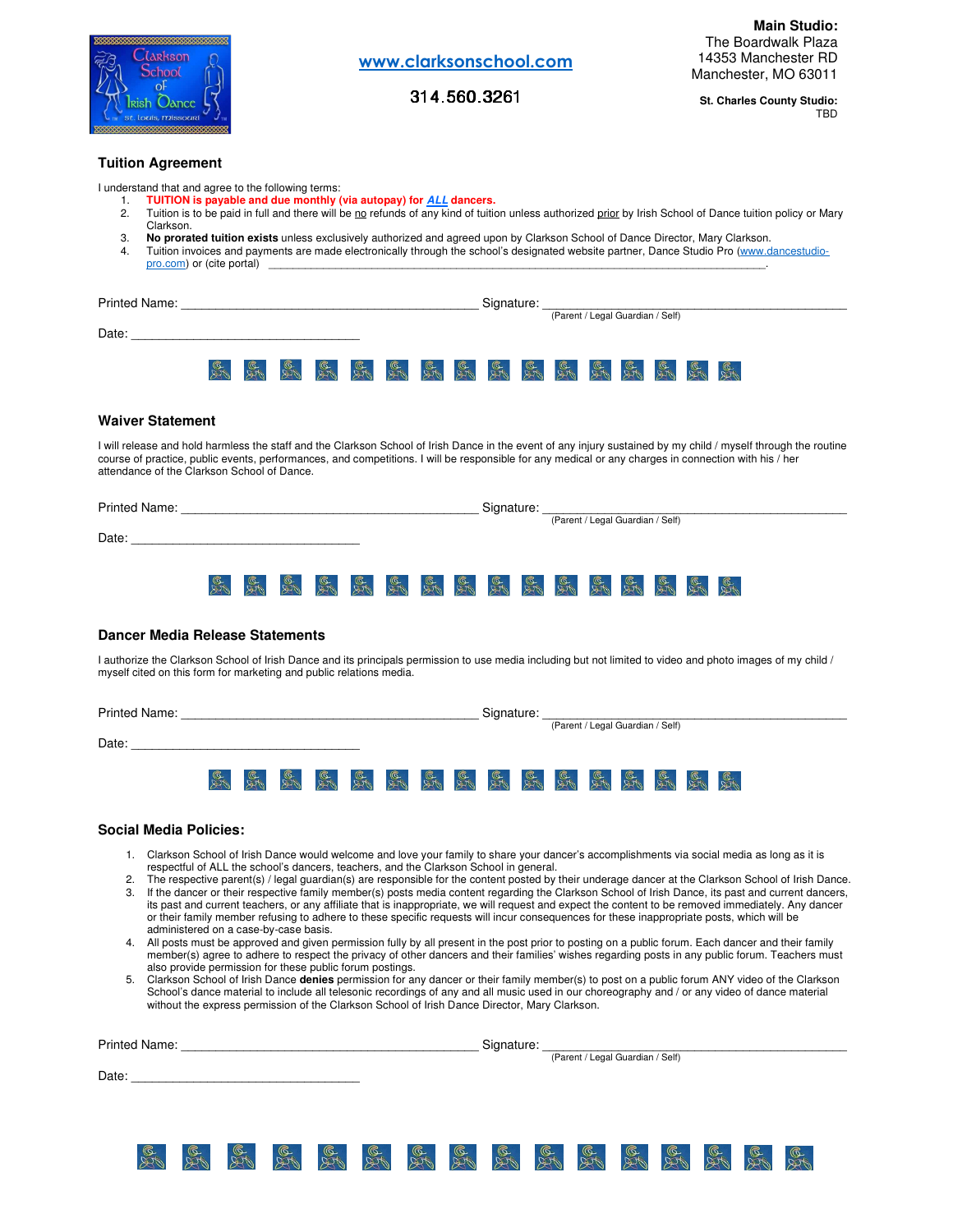www.clarksonschool.com

314.560.3261

**Main Studio:**
The Boardwalk Plaza
14353 Manchester RD
Manchester, MO 63011

**St. Charles County Studio:**
TBD

### Tuition Agreement

I understand that and agree to the following terms:

1. **TUITION is payable and due monthly (via autopay) for *ALL* dancers.**
2. Tuition is to be paid in full and there will be no refunds of any kind of tuition unless authorized prior by Irish School of Dance tuition policy or Mary Clarkson.
3. **No prorated tuition exists** unless exclusively authorized and agreed upon by Clarkson School of Dance Director, Mary Clarkson.
4. Tuition invoices and payments are made electronically through the school's designated website partner, Dance Studio Pro (www.dancestudio-pro.com) or (cite portal) ________________________________________________________________________________.

Printed Name: ____________________________________________ Signature: ____________________________________________
(Parent / Legal Guardian / Self)

Date: __________________________________

### Waiver Statement

I will release and hold harmless the staff and the Clarkson School of Irish Dance in the event of any injury sustained by my child / myself through the routine course of practice, public events, performances, and competitions. I will be responsible for any medical or any charges in connection with his / her attendance of the Clarkson School of Dance.

Printed Name: ____________________________________________ Signature: ____________________________________________
(Parent / Legal Guardian / Self)

Date: __________________________________

### Dancer Media Release Statements

I authorize the Clarkson School of Irish Dance and its principals permission to use media including but not limited to video and photo images of my child / myself cited on this form for marketing and public relations media.

Printed Name: ____________________________________________ Signature: ____________________________________________
(Parent / Legal Guardian / Self)

Date: __________________________________

### Social Media Policies:

1. Clarkson School of Irish Dance would welcome and love your family to share your dancer's accomplishments via social media as long as it is respectful of ALL the school's dancers, teachers, and the Clarkson School in general.
2. The respective parent(s) / legal guardian(s) are responsible for the content posted by their underage dancer at the Clarkson School of Irish Dance.
3. If the dancer or their respective family member(s) posts media content regarding the Clarkson School of Irish Dance, its past and current dancers, its past and current teachers, or any affiliate that is inappropriate, we will request and expect the content to be removed immediately. Any dancer or their family member refusing to adhere to these specific requests will incur consequences for these inappropriate posts, which will be administered on a case-by-case basis.
4. All posts must be approved and given permission fully by all present in the post prior to posting on a public forum. Each dancer and their family member(s) agree to adhere to respect the privacy of other dancers and their families' wishes regarding posts in any public forum. Teachers must also provide permission for these public forum postings.
5. Clarkson School of Irish Dance **denies** permission for any dancer or their family member(s) to post on a public forum ANY video of the Clarkson School's dance material to include all telesonic recordings of any and all music used in our choreography and / or any video of dance material without the express permission of the Clarkson School of Irish Dance Director, Mary Clarkson.

Printed Name: ____________________________________________ Signature: ____________________________________________
(Parent / Legal Guardian / Self)

Date: __________________________________